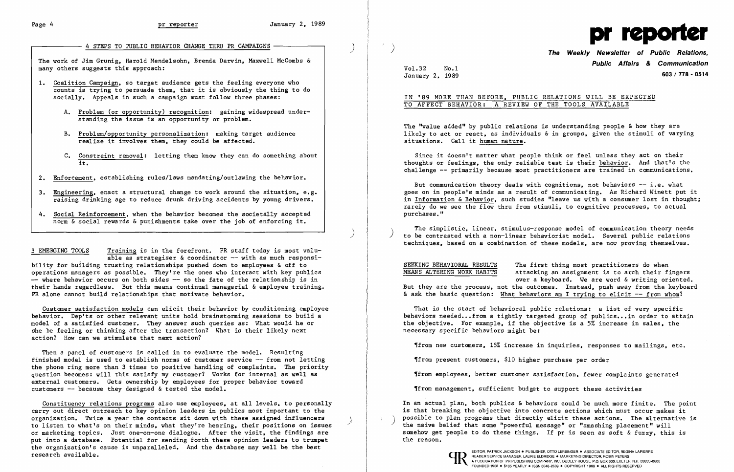# pr reporter

**The Weekly Newsletter of Public Relations, Public Affairs & Communication**

Vol.32 No.1
January 2, 1989

603 / 778 - 0514

## IN '89 MORE THAN BEFORE, PUBLIC RELATIONS WILL BE EXPECTED TO AFFECT BEHAVIOR: A REVIEW OF THE TOOLS AVAILABLE

The "value added" by public relations is understanding people & how they are likely to act or react, as individuals & in groups, given the stimuli of varying situations. Call it human nature.

Since it doesn't matter what people think or feel unless they act on their thoughts or feelings, the only reliable test is their behavior. And that's the challenge -- primarily because most practitioners are trained in communications.

But communication theory deals with cognitions, not behaviors -- i.e. what goes on in people's minds as a result of communicating. As Richard Winett put it in *Information & Behavior*, such studies "leave us with a consumer lost in thought; rarely do we see the flow thru from stimuli, to cognitive processes, to actual purchases."

The simplistic, linear, stimulus-response model of communication theory needs to be contrasted with a non-linear behaviorist model. Several public relations techniques, based on a combination of these models, are now proving themselves.

**SEEKING BEHAVIORAL RESULTS MEANS ALTERING WORK HABITS** — The first thing most practitioners do when attacking an assignment is to arch their fingers over a keyboard. We are word & writing oriented. But they are the process, not the outcomes. Instead, push away from the keyboard & ask the basic question: What behaviors am I trying to elicit -- from whom?

That is the start of behavioral public relations: a list of very specific behaviors needed...from a tightly targeted group of publics...in order to attain the objective. For example, if the objective is a 5% increase in sales, the necessary specific behaviors might be:

¶from new customers, 15% increase in inquiries, responses to mailings, etc.

¶from present customers, $10 higher purchase per order

¶from employees, better customer satisfaction, fewer complaints generated

¶from management, sufficient budget to support these activities

In an actual plan, both publics & behaviors could be much more finite. The point is that breaking the objective into concrete actions which must occur makes it possible to plan programs that directly elicit these actions. The alternative is the naive belief that some "powerful message" or "smashing placement" will somehow get people to do these things. If pr is seen as soft & fuzzy, this is the reason.

---

### 4 STEPS TO PUBLIC BEHAVIOR CHANGE THRU PR CAMPAIGNS

The work of Jim Grunig, Harold Mendelsohn, Brenda Darvin, Maxwell McCombs & many others suggests this approach:

1. Coalition Campaign, so target audience gets the feeling everyone who counts is trying to persuade them, that it is obviously the thing to do socially. Appeals in such a campaign must follow three phases:
   - A. Problem (or opportunity) recognition: gaining widespread understanding the issue is an opportunity or problem.
   - B. Problem/opportunity personalization: making target audience realize it involves them, they could be affected.
   - C. Constraint removal: letting them know they can do something about it.
2. Enforcement, establishing rules/laws mandating/outlawing the behavior.
3. Engineering, enact a structural change to work around the situation, e.g. raising drinking age to reduce drunk driving accidents by young drivers.
4. Social Reinforcement, when the behavior becomes the societally accepted norm & social rewards & punishments take over the job of enforcing it.

**3 EMERGING TOOLS** — Training is in the forefront. PR staff today is most valuable as strategiser & coordinator -- with as much responsibility for building trusting relationships pushed down to employees & off to operations managers as possible. They're the ones who interact with key publics -- where behavior occurs on both sides -- so the fate of the relationship is in their hands regardless. But this means continual managerial & employee training. PR alone cannot build relationships that motivate behavior.

Customer satisfaction models can elicit their behavior by conditioning employee behavior. Dep'ts or other relevant units hold brainstorming sessions to build a model of a satisfied customer. They answer such queries as: What would he or she be feeling or thinking after the transaction? What is their likely next action? How can we stimulate that next action?

Then a panel of customers is called in to evaluate the model. Resulting finished model is used to establish norms of customer service -- from not letting the phone ring more than 3 times to positive handling of complaints. The priority question becomes: will this satisfy my customer? Works for internal as well as external customers. Gets ownership by employees for proper behavior toward customers -- because they designed & tested the model.

Constituency relations programs also use employees, at all levels, to personally carry out direct outreach to key opinion leaders in publics most important to the organization. Twice a year the contacts sit down with these assigned influencers to listen to what's on their minds, what they're hearing, their positions on issues or marketing topics. Just one-on-one dialogue. After the visit, the findings are put into a database. Potential for sending forth these opinion leaders to trumpet the organization's cause is unparalleled. And the database may well be the best research available.

---

EDITOR, PATRICK JACKSON • PUBLISHER, OTTO LERBINGER • ASSOCIATE EDITOR, REGINA LAPIERRE • READER SERVICE MANAGER, LAURIE ELDRIDGE • MARKETING DIRECTOR, ROBIN PETERS • A PUBLICATION OF PR PUBLISHING COMPANY, INC., DUDLEY HOUSE, P.O. BOX 600, EXETER, N.H. 03833-0600 • FOUNDED 1958 • $165 YEARLY • ISSN 0048-2609 • COPYRIGHT 1989 • ALL RIGHTS RESERVED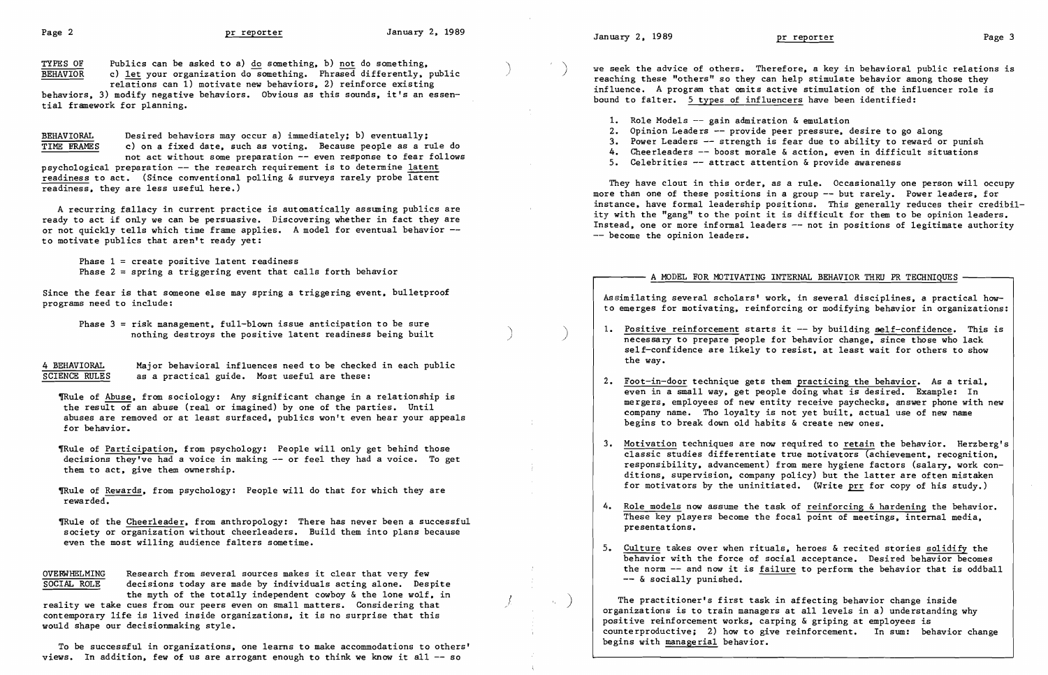**TYPES OF BEHAVIOR** Publics can be asked to a) do something, b) not do something, c) let your organization do something. Phrased differently, public relations can 1) motivate new behaviors, 2) reinforce existing behaviors, 3) modify negative behaviors. Obvious as this sounds, it's an essential framework for planning.

**BEHAVIORAL TIME FRAMES** Desired behaviors may occur a) immediately; b) eventually; c) on a fixed date, such as voting. Because people as a rule do not act without some preparation -- even response to fear follows psychological preparation -- the research requirement is to determine latent readiness to act. (Since conventional polling & surveys rarely probe latent readiness, they are less useful here.)

A recurring fallacy in current practice is automatically assuming publics are ready to act if only we can be persuasive. Discovering whether in fact they are or not quickly tells which time frame applies. A model for eventual behavior -- to motivate publics that aren't ready yet:

> Phase 1 = create positive latent readiness
> Phase 2 = spring a triggering event that calls forth behavior

Since the fear is that someone else may spring a triggering event, bulletproof programs need to include:

> Phase 3 = risk management, full-blown issue anticipation to be sure nothing destroys the positive latent readiness being built

**4 BEHAVIORAL SCIENCE RULES** Major behavioral influences need to be checked in each public as a practical guide. Most useful are these:

¶Rule of Abuse, from sociology: Any significant change in a relationship is the result of an abuse (real or imagined) by one of the parties. Until abuses are removed or at least surfaced, publics won't even hear your appeals for behavior.

¶Rule of Participation, from psychology: People will only get behind those decisions they've had a voice in making -- or feel they had a voice. To get them to act, give them ownership.

¶Rule of Rewards, from psychology: People will do that for which they are rewarded.

¶Rule of the Cheerleader, from anthropology: There has never been a successful society or organization without cheerleaders. Build them into plans because even the most willing audience falters sometime.

**OVERWHELMING SOCIAL ROLE** Research from several sources makes it clear that very few decisions today are made by individuals acting alone. Despite the myth of the totally independent cowboy & the lone wolf, in reality we take cues from our peers even on small matters. Considering that contemporary life is lived inside organizations, it is no surprise that this would shape our decisionmaking style.

To be successful in organizations, one learns to make accommodations to others' views. In addition, few of us are arrogant enough to think we know it all -- so we seek the advice of others. Therefore, a key in behavioral public relations is reaching these "others" so they can help stimulate behavior among those they influence. A program that omits active stimulation of the influencer role is bound to falter. 5 types of influencers have been identified:

1. Role Models -- gain admiration & emulation
2. Opinion Leaders -- provide peer pressure, desire to go along
3. Power Leaders -- strength is fear due to ability to reward or punish
4. Cheerleaders -- boost morale & action, even in difficult situations
5. Celebrities -- attract attention & provide awareness

They have clout in this order, as a rule. Occasionally one person will occupy more than one of these positions in a group -- but rarely. Power leaders, for instance, have formal leadership positions. This generally reduces their credibility with the "gang" to the point it is difficult for them to be opinion leaders. Instead, one or more informal leaders -- not in positions of legitimate authority -- become the opinion leaders.

## A MODEL FOR MOTIVATING INTERNAL BEHAVIOR THRU PR TECHNIQUES

Assimilating several scholars' work, in several disciplines, a practical how-to emerges for motivating, reinforcing or modifying behavior in organizations:

1. Positive reinforcement starts it -- by building self-confidence. This is necessary to prepare people for behavior change, since those who lack self-confidence are likely to resist, at least wait for others to show the way.

2. Foot-in-door technique gets them practicing the behavior. As a trial, even in a small way, get people doing what is desired. Example: In mergers, employees of new entity receive paychecks, answer phone with new company name. Tho loyalty is not yet built, actual use of new name begins to break down old habits & create new ones.

3. Motivation techniques are now required to retain the behavior. Herzberg's classic studies differentiate true motivators (achievement, recognition, responsibility, advancement) from mere hygiene factors (salary, work conditions, supervision, company policy) but the latter are often mistaken for motivators by the uninitiated. (Write prr for copy of his study.)

4. Role models now assume the task of reinforcing & hardening the behavior. These key players become the focal point of meetings, internal media, presentations.

5. Culture takes over when rituals, heroes & recited stories solidify the behavior with the force of social acceptance. Desired behavior becomes the norm -- and now it is failure to perform the behavior that is oddball -- & socially punished.

The practitioner's first task in affecting behavior change inside organizations is to train managers at all levels in a) understanding why positive reinforcement works, carping & griping at employees is counterproductive; 2) how to give reinforcement. In sum: behavior change begins with managerial behavior.